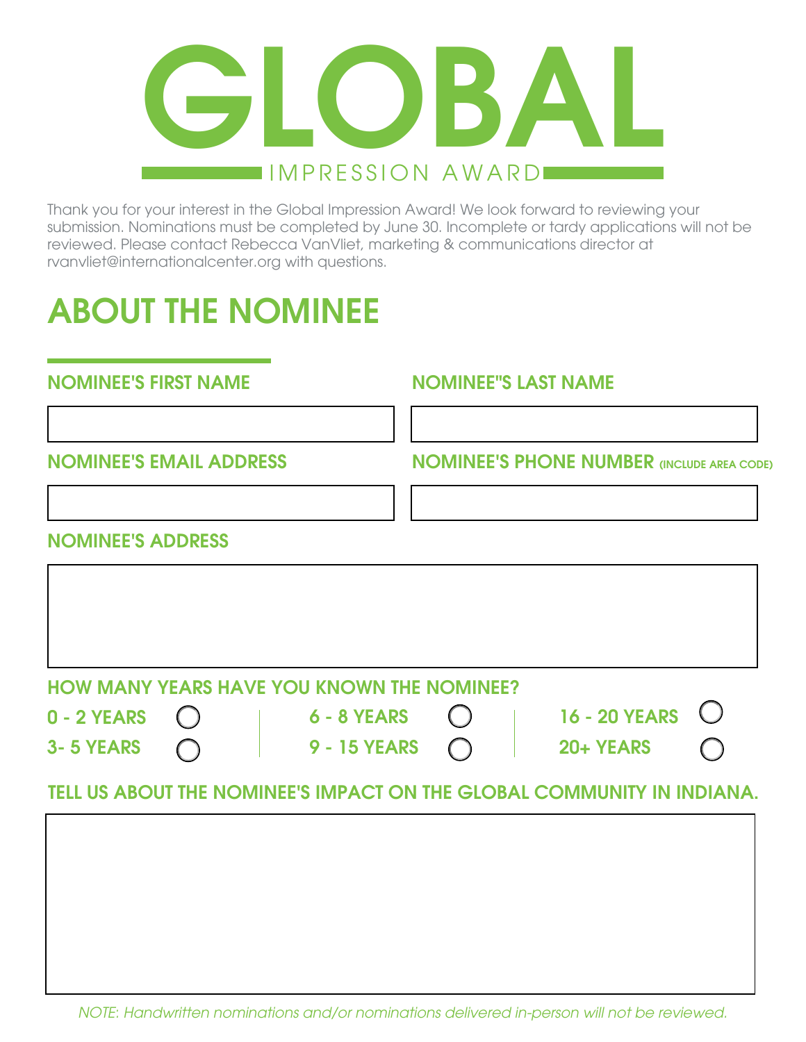# GLOBAL

IMPRESSION AWARD

Thank you for your interest in the Global Impression Award! We look forward to reviewing your submission. Nominations must be completed by June 30. Incomplete or tardy applications will not be reviewed. Please contact Rebecca VanVliet, marketing & communications director at rvanvliet@internationalcenter.org with questions.

## ABOUT THE NOMINEE

**NOMINEE'S FIRST NAME**

**NOMINEE"S LAST NAME**

**NOMINEE'S EMAIL ADDRESS**

**NOMINEE'S PHONE NUMBER** (INCLUDE AREA CODE)

**NOMINEE'S ADDRESS**

**HOW MANY YEARS HAVE YOU KNOWN THE NOMINEE?**

- 0 - 2 YEARS
- 3- 5 YEARS
- 6 - 8 YEARS
- 9 - 15 YEARS
- 16 - 20 YEARS
- 20+ YEARS

**TELL US ABOUT THE NOMINEE'S IMPACT ON THE GLOBAL COMMUNITY IN INDIANA.**

*NOTE: Handwritten nominations and/or nominations delivered in-person will not be reviewed.*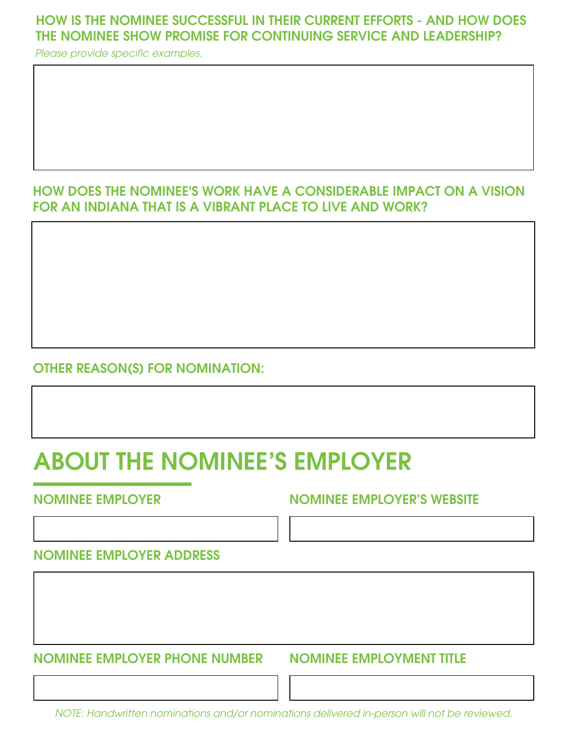### HOW IS THE NOMINEE SUCCESSFUL IN THEIR CURRENT EFFORTS - AND HOW DOES THE NOMINEE SHOW PROMISE FOR CONTINUING SERVICE AND LEADERSHIP?

*Please provide specific examples.*

### HOW DOES THE NOMINEE'S WORK HAVE A CONSIDERABLE IMPACT ON A VISION FOR AN INDIANA THAT IS A VIBRANT PLACE TO LIVE AND WORK?

### OTHER REASON(S) FOR NOMINATION:

## ABOUT THE NOMINEE'S EMPLOYER

### NOMINEE EMPLOYER

### NOMINEE EMPLOYER'S WEBSITE

### NOMINEE EMPLOYER ADDRESS

### NOMINEE EMPLOYER PHONE NUMBER

### NOMINEE EMPLOYMENT TITLE

*NOTE: Handwritten nominations and/or nominations delivered in-person will not be reviewed.*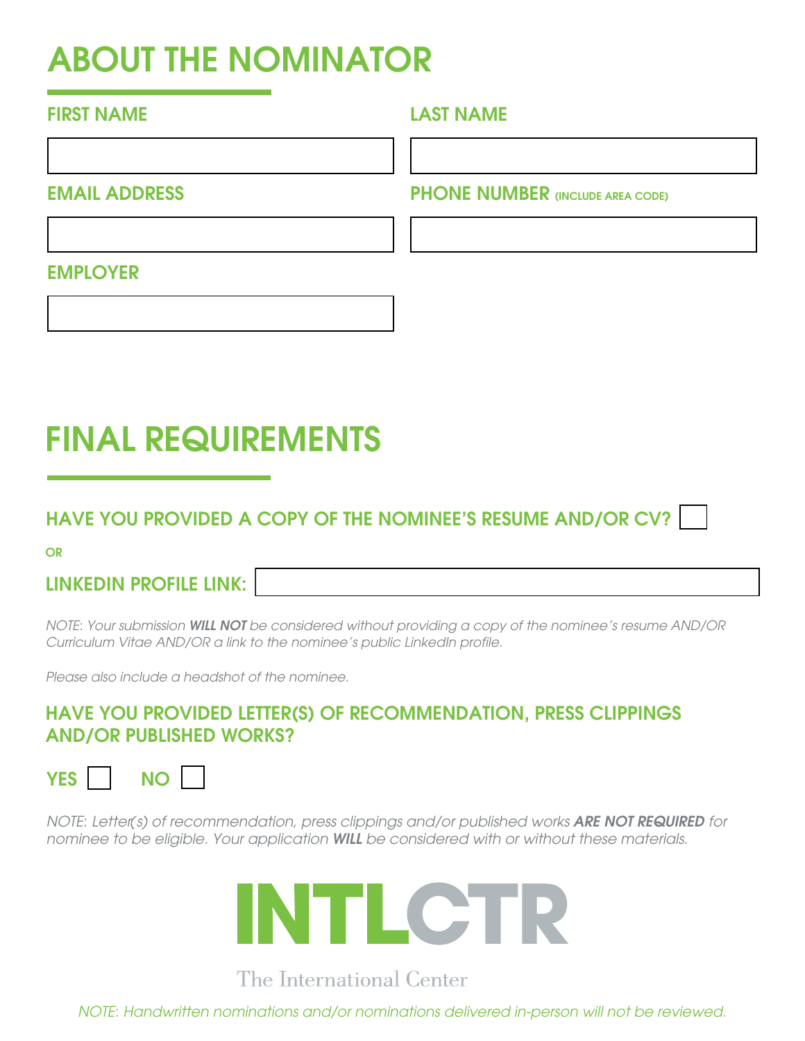# ABOUT THE NOMINATOR

**FIRST NAME**

**LAST NAME**

**EMAIL ADDRESS**

**PHONE NUMBER** (INCLUDE AREA CODE)

**EMPLOYER**

# FINAL REQUIREMENTS

**HAVE YOU PROVIDED A COPY OF THE NOMINEE'S RESUME AND/OR CV?** ☐

OR

**LINKEDIN PROFILE LINK:**

*NOTE: Your submission **WILL NOT** be considered without providing a copy of the nominee's resume AND/OR Curriculum Vitae AND/OR a link to the nominee's public LinkedIn profile.*

*Please also include a headshot of the nominee.*

**HAVE YOU PROVIDED LETTER(S) OF RECOMMENDATION, PRESS CLIPPINGS AND/OR PUBLISHED WORKS?**

**YES** ☐ **NO** ☐

*NOTE: Letter(s) of recommendation, press clippings and/or published works **ARE NOT REQUIRED** for nominee to be eligible. Your application **WILL** be considered with or without these materials.*

INTLCTR

The International Center

*NOTE: Handwritten nominations and/or nominations delivered in-person will not be reviewed.*